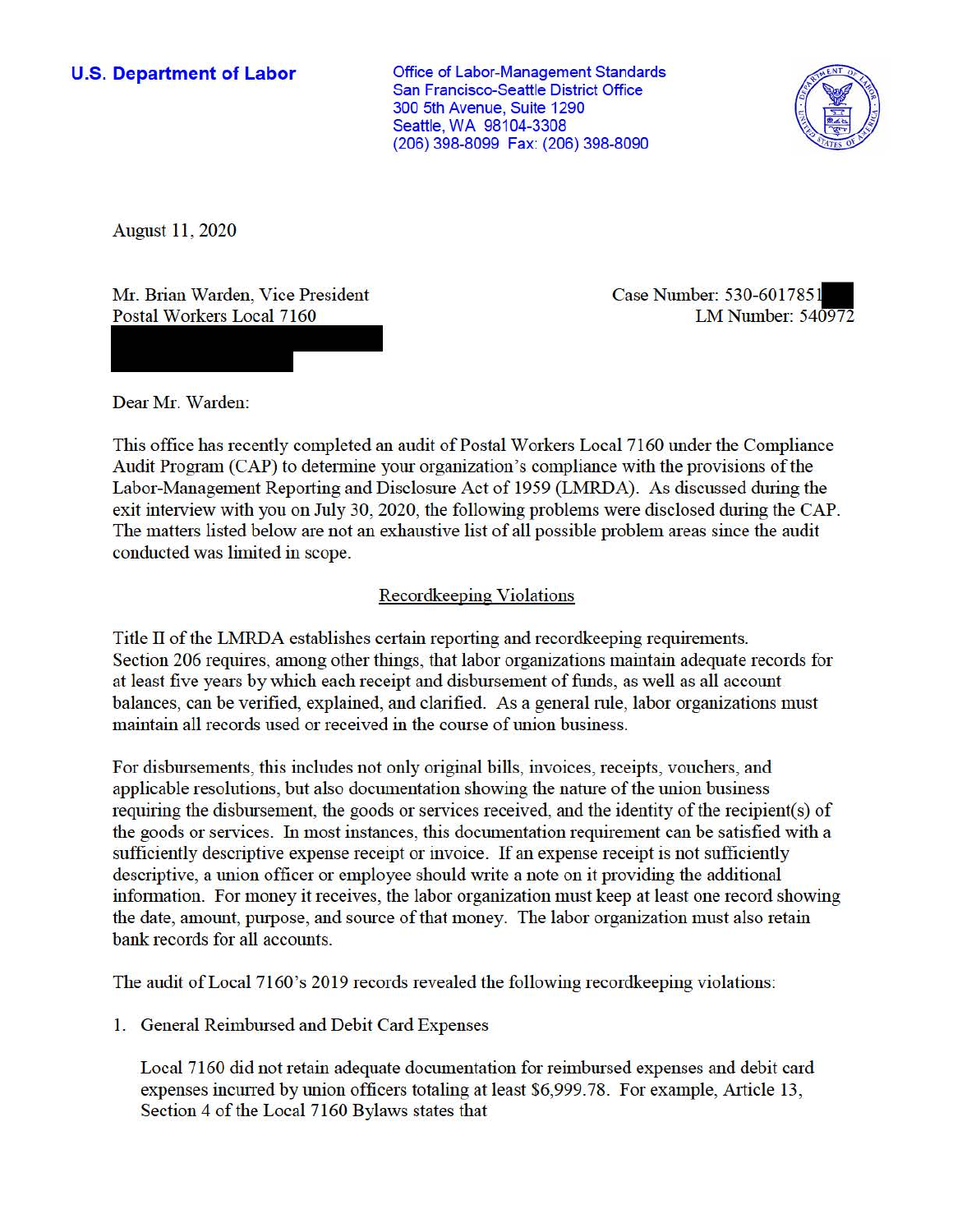**U.S. Department of Labor**

Office of Labor-Management Standards
San Francisco-Seattle District Office
300 5th Avenue, Suite 1290
Seattle, WA 98104-3308
(206) 398-8099 Fax: (206) 398-8090

August 11, 2020

Mr. Brian Warden, Vice President
Postal Workers Local 7160

Case Number: 530-6017851
LM Number: 540972

Dear Mr. Warden:

This office has recently completed an audit of Postal Workers Local 7160 under the Compliance Audit Program (CAP) to determine your organization's compliance with the provisions of the Labor-Management Reporting and Disclosure Act of 1959 (LMRDA). As discussed during the exit interview with you on July 30, 2020, the following problems were disclosed during the CAP. The matters listed below are not an exhaustive list of all possible problem areas since the audit conducted was limited in scope.

## Recordkeeping Violations

Title II of the LMRDA establishes certain reporting and recordkeeping requirements. Section 206 requires, among other things, that labor organizations maintain adequate records for at least five years by which each receipt and disbursement of funds, as well as all account balances, can be verified, explained, and clarified. As a general rule, labor organizations must maintain all records used or received in the course of union business.

For disbursements, this includes not only original bills, invoices, receipts, vouchers, and applicable resolutions, but also documentation showing the nature of the union business requiring the disbursement, the goods or services received, and the identity of the recipient(s) of the goods or services. In most instances, this documentation requirement can be satisfied with a sufficiently descriptive expense receipt or invoice. If an expense receipt is not sufficiently descriptive, a union officer or employee should write a note on it providing the additional information. For money it receives, the labor organization must keep at least one record showing the date, amount, purpose, and source of that money. The labor organization must also retain bank records for all accounts.

The audit of Local 7160's 2019 records revealed the following recordkeeping violations:

1. General Reimbursed and Debit Card Expenses

   Local 7160 did not retain adequate documentation for reimbursed expenses and debit card expenses incurred by union officers totaling at least $6,999.78. For example, Article 13, Section 4 of the Local 7160 Bylaws states that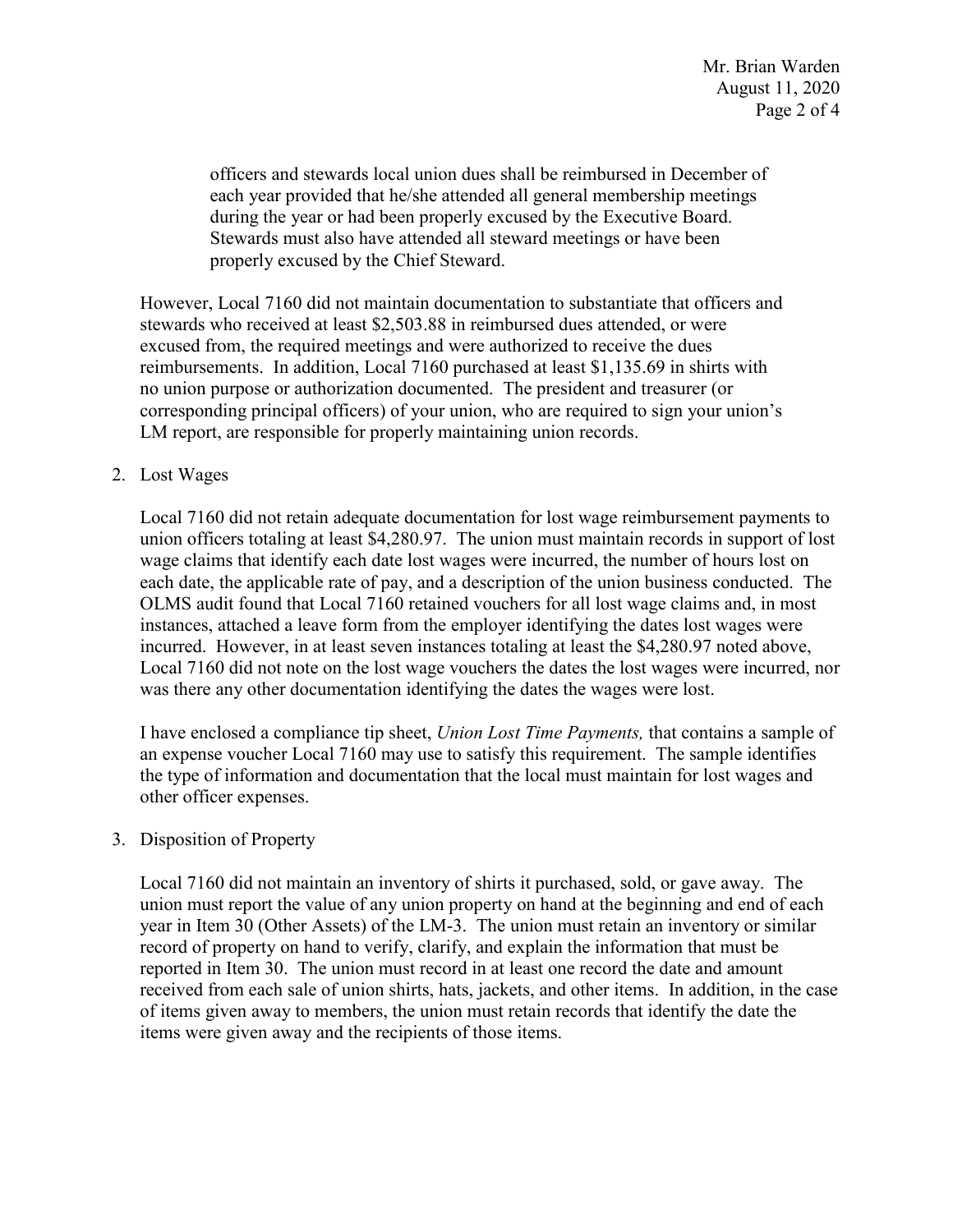> officers and stewards local union dues shall be reimbursed in December of each year provided that he/she attended all general membership meetings during the year or had been properly excused by the Executive Board. Stewards must also have attended all steward meetings or have been properly excused by the Chief Steward.

However, Local 7160 did not maintain documentation to substantiate that officers and stewards who received at least $2,503.88 in reimbursed dues attended, or were excused from, the required meetings and were authorized to receive the dues reimbursements. In addition, Local 7160 purchased at least $1,135.69 in shirts with no union purpose or authorization documented. The president and treasurer (or corresponding principal officers) of your union, who are required to sign your union's LM report, are responsible for properly maintaining union records.

2. Lost Wages

   Local 7160 did not retain adequate documentation for lost wage reimbursement payments to union officers totaling at least $4,280.97. The union must maintain records in support of lost wage claims that identify each date lost wages were incurred, the number of hours lost on each date, the applicable rate of pay, and a description of the union business conducted. The OLMS audit found that Local 7160 retained vouchers for all lost wage claims and, in most instances, attached a leave form from the employer identifying the dates lost wages were incurred. However, in at least seven instances totaling at least the $4,280.97 noted above, Local 7160 did not note on the lost wage vouchers the dates the lost wages were incurred, nor was there any other documentation identifying the dates the wages were lost.

   I have enclosed a compliance tip sheet, *Union Lost Time Payments,* that contains a sample of an expense voucher Local 7160 may use to satisfy this requirement. The sample identifies the type of information and documentation that the local must maintain for lost wages and other officer expenses.

3. Disposition of Property

   Local 7160 did not maintain an inventory of shirts it purchased, sold, or gave away. The union must report the value of any union property on hand at the beginning and end of each year in Item 30 (Other Assets) of the LM-3. The union must retain an inventory or similar record of property on hand to verify, clarify, and explain the information that must be reported in Item 30. The union must record in at least one record the date and amount received from each sale of union shirts, hats, jackets, and other items. In addition, in the case of items given away to members, the union must retain records that identify the date the items were given away and the recipients of those items.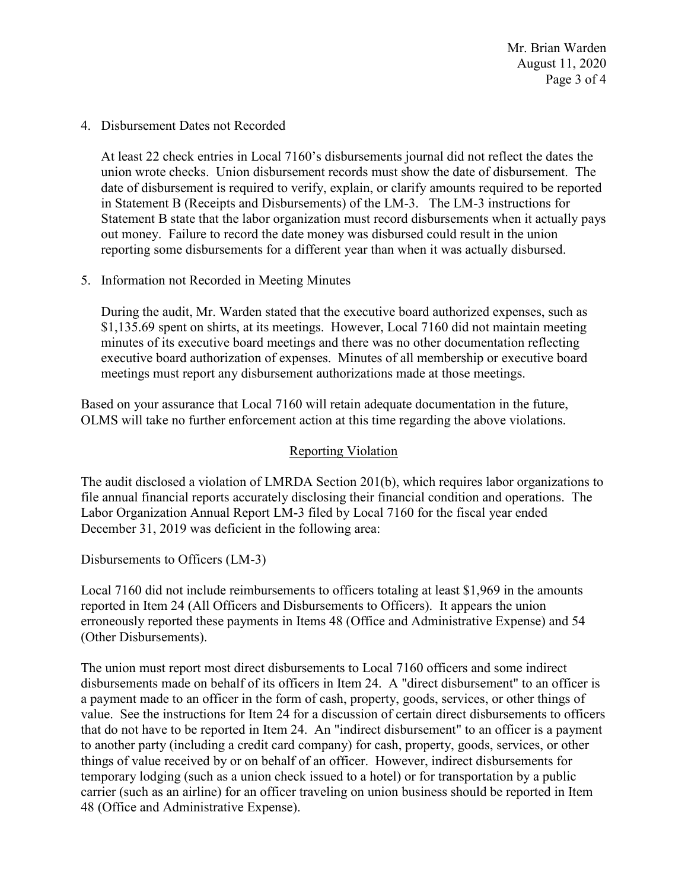4. Disbursement Dates not Recorded

   At least 22 check entries in Local 7160's disbursements journal did not reflect the dates the union wrote checks. Union disbursement records must show the date of disbursement. The date of disbursement is required to verify, explain, or clarify amounts required to be reported in Statement B (Receipts and Disbursements) of the LM-3. The LM-3 instructions for Statement B state that the labor organization must record disbursements when it actually pays out money. Failure to record the date money was disbursed could result in the union reporting some disbursements for a different year than when it was actually disbursed.

5. Information not Recorded in Meeting Minutes

   During the audit, Mr. Warden stated that the executive board authorized expenses, such as $1,135.69 spent on shirts, at its meetings. However, Local 7160 did not maintain meeting minutes of its executive board meetings and there was no other documentation reflecting executive board authorization of expenses. Minutes of all membership or executive board meetings must report any disbursement authorizations made at those meetings.

Based on your assurance that Local 7160 will retain adequate documentation in the future, OLMS will take no further enforcement action at this time regarding the above violations.

## Reporting Violation

The audit disclosed a violation of LMRDA Section 201(b), which requires labor organizations to file annual financial reports accurately disclosing their financial condition and operations. The Labor Organization Annual Report LM-3 filed by Local 7160 for the fiscal year ended December 31, 2019 was deficient in the following area:

Disbursements to Officers (LM-3)

Local 7160 did not include reimbursements to officers totaling at least $1,969 in the amounts reported in Item 24 (All Officers and Disbursements to Officers). It appears the union erroneously reported these payments in Items 48 (Office and Administrative Expense) and 54 (Other Disbursements).

The union must report most direct disbursements to Local 7160 officers and some indirect disbursements made on behalf of its officers in Item 24. A "direct disbursement" to an officer is a payment made to an officer in the form of cash, property, goods, services, or other things of value. See the instructions for Item 24 for a discussion of certain direct disbursements to officers that do not have to be reported in Item 24. An "indirect disbursement" to an officer is a payment to another party (including a credit card company) for cash, property, goods, services, or other things of value received by or on behalf of an officer. However, indirect disbursements for temporary lodging (such as a union check issued to a hotel) or for transportation by a public carrier (such as an airline) for an officer traveling on union business should be reported in Item 48 (Office and Administrative Expense).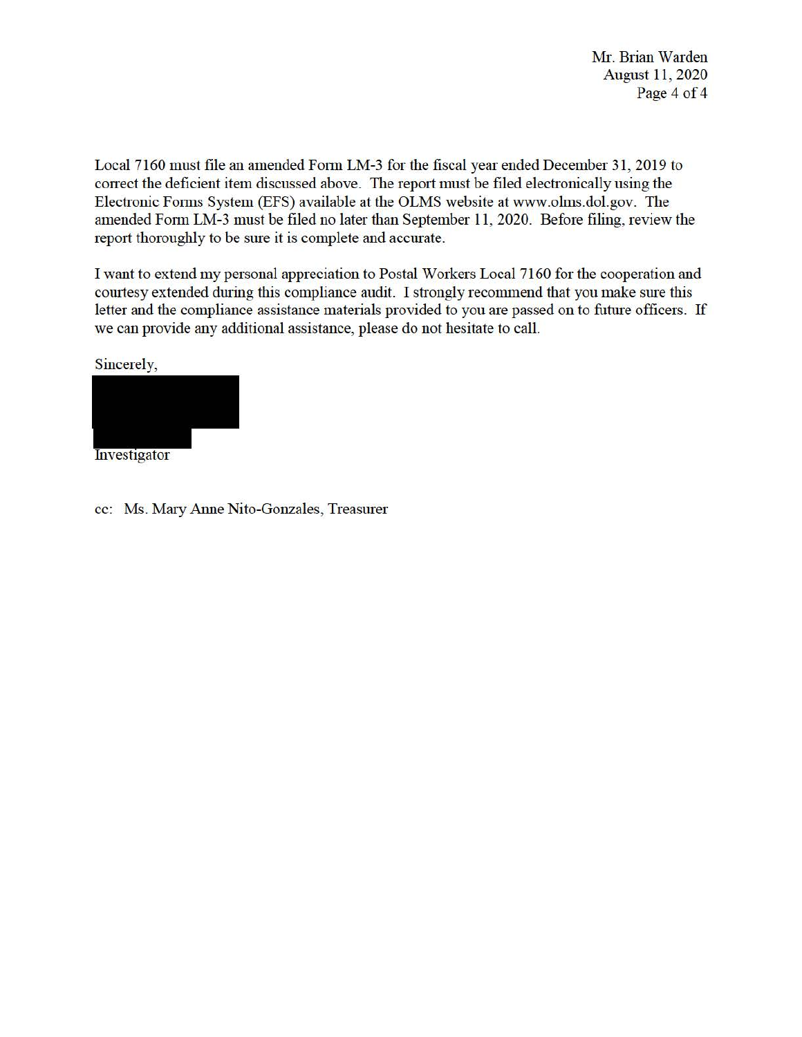Local 7160 must file an amended Form LM-3 for the fiscal year ended December 31, 2019 to correct the deficient item discussed above. The report must be filed electronically using the Electronic Forms System (EFS) available at the OLMS website at www.olms.dol.gov. The amended Form LM-3 must be filed no later than September 11, 2020. Before filing, review the report thoroughly to be sure it is complete and accurate.

I want to extend my personal appreciation to Postal Workers Local 7160 for the cooperation and courtesy extended during this compliance audit. I strongly recommend that you make sure this letter and the compliance assistance materials provided to you are passed on to future officers. If we can provide any additional assistance, please do not hesitate to call.

Sincerely,

Investigator

cc: Ms. Mary Anne Nito-Gonzales, Treasurer